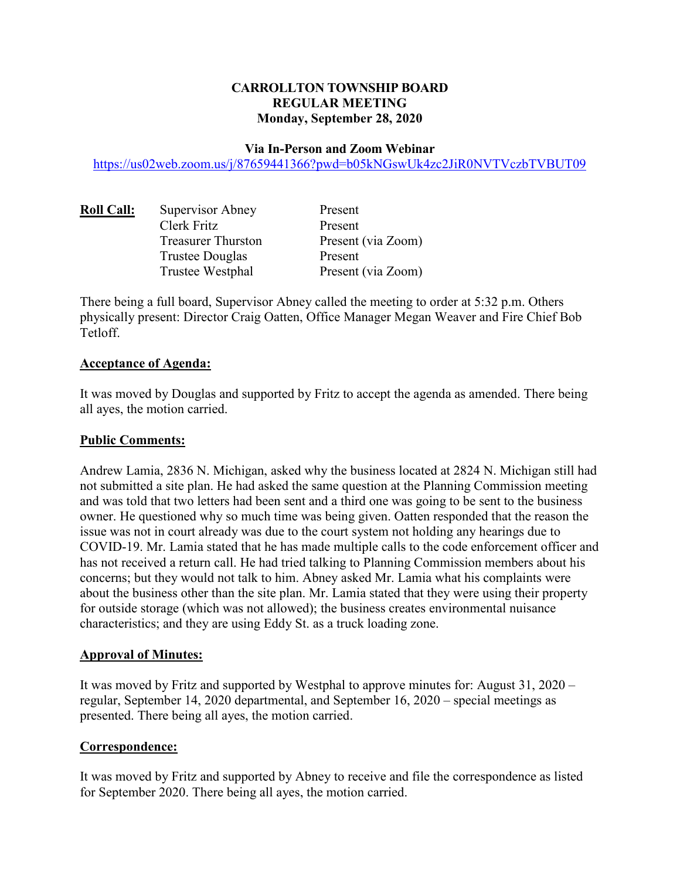**CARROLLTON TOWNSHIP BOARD**
**REGULAR MEETING**
**Monday, September 28, 2020**

**Via In-Person and Zoom Webinar**
https://us02web.zoom.us/j/87659441366?pwd=b05kNGswUk4zc2JiR0NVTVczbTVBUT09

| **Roll Call:** | Supervisor Abney | Present |
|---|---|---|
| | Clerk Fritz | Present |
| | Treasurer Thurston | Present (via Zoom) |
| | Trustee Douglas | Present |
| | Trustee Westphal | Present (via Zoom) |

There being a full board, Supervisor Abney called the meeting to order at 5:32 p.m. Others physically present: Director Craig Oatten, Office Manager Megan Weaver and Fire Chief Bob Tetloff.

**Acceptance of Agenda:**

It was moved by Douglas and supported by Fritz to accept the agenda as amended. There being all ayes, the motion carried.

**Public Comments:**

Andrew Lamia, 2836 N. Michigan, asked why the business located at 2824 N. Michigan still had not submitted a site plan. He had asked the same question at the Planning Commission meeting and was told that two letters had been sent and a third one was going to be sent to the business owner. He questioned why so much time was being given. Oatten responded that the reason the issue was not in court already was due to the court system not holding any hearings due to COVID-19. Mr. Lamia stated that he has made multiple calls to the code enforcement officer and has not received a return call. He had tried talking to Planning Commission members about his concerns; but they would not talk to him. Abney asked Mr. Lamia what his complaints were about the business other than the site plan. Mr. Lamia stated that they were using their property for outside storage (which was not allowed); the business creates environmental nuisance characteristics; and they are using Eddy St. as a truck loading zone.

**Approval of Minutes:**

It was moved by Fritz and supported by Westphal to approve minutes for: August 31, 2020 – regular, September 14, 2020 departmental, and September 16, 2020 – special meetings as presented. There being all ayes, the motion carried.

**Correspondence:**

It was moved by Fritz and supported by Abney to receive and file the correspondence as listed for September 2020. There being all ayes, the motion carried.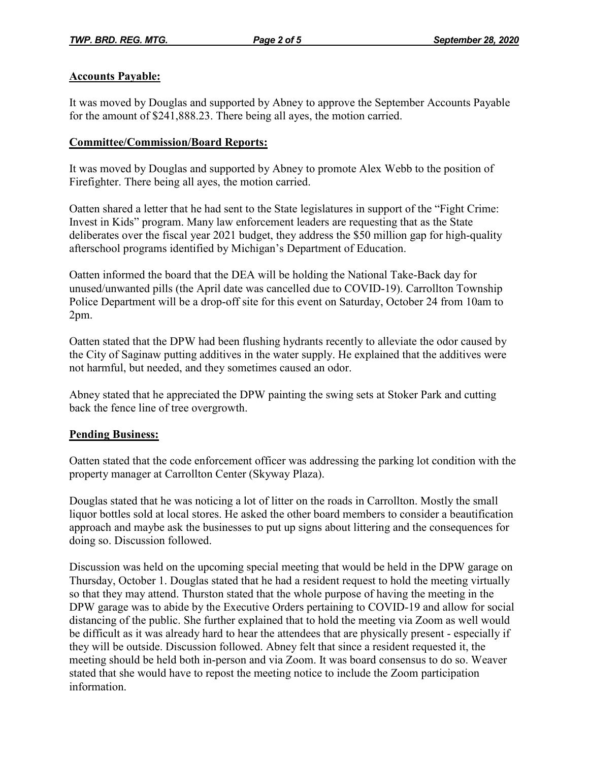**Accounts Payable:**

It was moved by Douglas and supported by Abney to approve the September Accounts Payable for the amount of $241,888.23. There being all ayes, the motion carried.

**Committee/Commission/Board Reports:**

It was moved by Douglas and supported by Abney to promote Alex Webb to the position of Firefighter. There being all ayes, the motion carried.

Oatten shared a letter that he had sent to the State legislatures in support of the "Fight Crime: Invest in Kids" program. Many law enforcement leaders are requesting that as the State deliberates over the fiscal year 2021 budget, they address the $50 million gap for high-quality afterschool programs identified by Michigan's Department of Education.

Oatten informed the board that the DEA will be holding the National Take-Back day for unused/unwanted pills (the April date was cancelled due to COVID-19). Carrollton Township Police Department will be a drop-off site for this event on Saturday, October 24 from 10am to 2pm.

Oatten stated that the DPW had been flushing hydrants recently to alleviate the odor caused by the City of Saginaw putting additives in the water supply. He explained that the additives were not harmful, but needed, and they sometimes caused an odor.

Abney stated that he appreciated the DPW painting the swing sets at Stoker Park and cutting back the fence line of tree overgrowth.

**Pending Business:**

Oatten stated that the code enforcement officer was addressing the parking lot condition with the property manager at Carrollton Center (Skyway Plaza).

Douglas stated that he was noticing a lot of litter on the roads in Carrollton. Mostly the small liquor bottles sold at local stores. He asked the other board members to consider a beautification approach and maybe ask the businesses to put up signs about littering and the consequences for doing so. Discussion followed.

Discussion was held on the upcoming special meeting that would be held in the DPW garage on Thursday, October 1. Douglas stated that he had a resident request to hold the meeting virtually so that they may attend. Thurston stated that the whole purpose of having the meeting in the DPW garage was to abide by the Executive Orders pertaining to COVID-19 and allow for social distancing of the public. She further explained that to hold the meeting via Zoom as well would be difficult as it was already hard to hear the attendees that are physically present - especially if they will be outside. Discussion followed. Abney felt that since a resident requested it, the meeting should be held both in-person and via Zoom. It was board consensus to do so. Weaver stated that she would have to repost the meeting notice to include the Zoom participation information.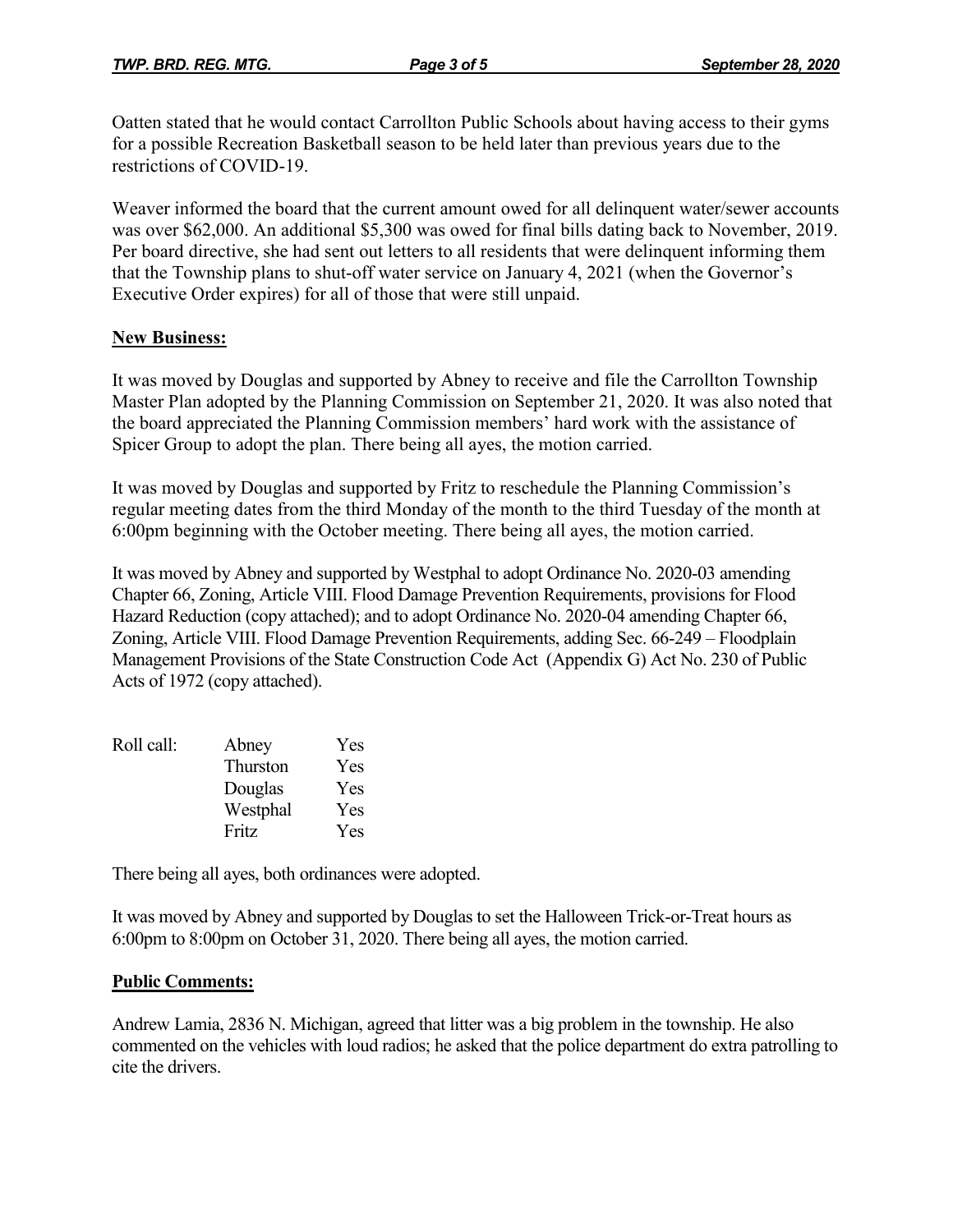Oatten stated that he would contact Carrollton Public Schools about having access to their gyms for a possible Recreation Basketball season to be held later than previous years due to the restrictions of COVID-19.

Weaver informed the board that the current amount owed for all delinquent water/sewer accounts was over $62,000. An additional $5,300 was owed for final bills dating back to November, 2019. Per board directive, she had sent out letters to all residents that were delinquent informing them that the Township plans to shut-off water service on January 4, 2021 (when the Governor's Executive Order expires) for all of those that were still unpaid.

**New Business:**

It was moved by Douglas and supported by Abney to receive and file the Carrollton Township Master Plan adopted by the Planning Commission on September 21, 2020. It was also noted that the board appreciated the Planning Commission members' hard work with the assistance of Spicer Group to adopt the plan. There being all ayes, the motion carried.

It was moved by Douglas and supported by Fritz to reschedule the Planning Commission's regular meeting dates from the third Monday of the month to the third Tuesday of the month at 6:00pm beginning with the October meeting. There being all ayes, the motion carried.

It was moved by Abney and supported by Westphal to adopt Ordinance No. 2020-03 amending Chapter 66, Zoning, Article VIII. Flood Damage Prevention Requirements, provisions for Flood Hazard Reduction (copy attached); and to adopt Ordinance No. 2020-04 amending Chapter 66, Zoning, Article VIII. Flood Damage Prevention Requirements, adding Sec. 66-249 – Floodplain Management Provisions of the State Construction Code Act (Appendix G) Act No. 230 of Public Acts of 1972 (copy attached).

| Roll call: | Abney | Yes |
|---|---|---|
| | Thurston | Yes |
| | Douglas | Yes |
| | Westphal | Yes |
| | Fritz | Yes |

There being all ayes, both ordinances were adopted.

It was moved by Abney and supported by Douglas to set the Halloween Trick-or-Treat hours as 6:00pm to 8:00pm on October 31, 2020. There being all ayes, the motion carried.

**Public Comments:**

Andrew Lamia, 2836 N. Michigan, agreed that litter was a big problem in the township. He also commented on the vehicles with loud radios; he asked that the police department do extra patrolling to cite the drivers.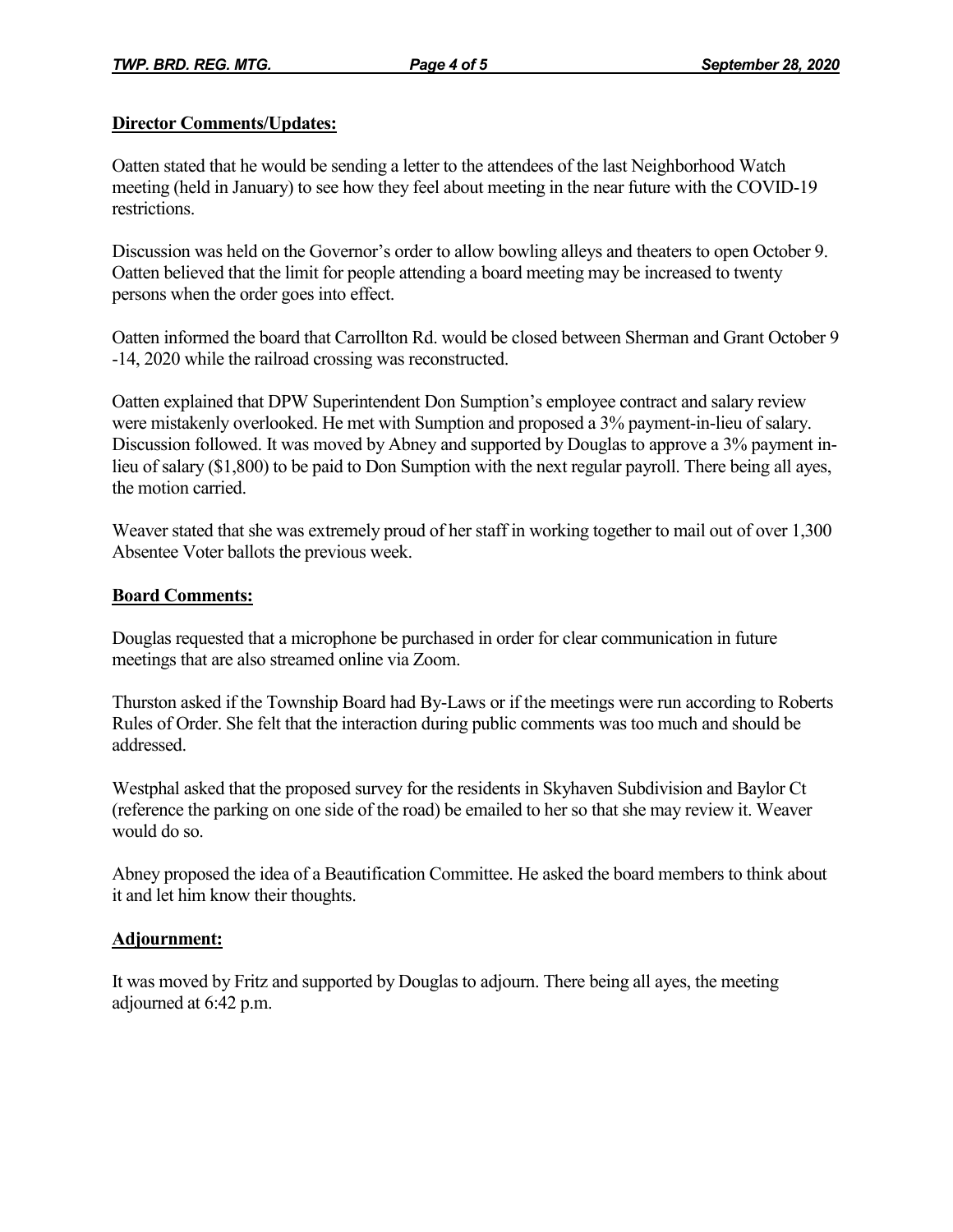**Director Comments/Updates:**

Oatten stated that he would be sending a letter to the attendees of the last Neighborhood Watch meeting (held in January) to see how they feel about meeting in the near future with the COVID-19 restrictions.

Discussion was held on the Governor's order to allow bowling alleys and theaters to open October 9. Oatten believed that the limit for people attending a board meeting may be increased to twenty persons when the order goes into effect.

Oatten informed the board that Carrollton Rd. would be closed between Sherman and Grant October 9 -14, 2020 while the railroad crossing was reconstructed.

Oatten explained that DPW Superintendent Don Sumption's employee contract and salary review were mistakenly overlooked. He met with Sumption and proposed a 3% payment-in-lieu of salary. Discussion followed. It was moved by Abney and supported by Douglas to approve a 3% payment in-lieu of salary ($1,800) to be paid to Don Sumption with the next regular payroll. There being all ayes, the motion carried.

Weaver stated that she was extremely proud of her staff in working together to mail out of over 1,300 Absentee Voter ballots the previous week.

**Board Comments:**

Douglas requested that a microphone be purchased in order for clear communication in future meetings that are also streamed online via Zoom.

Thurston asked if the Township Board had By-Laws or if the meetings were run according to Roberts Rules of Order. She felt that the interaction during public comments was too much and should be addressed.

Westphal asked that the proposed survey for the residents in Skyhaven Subdivision and Baylor Ct (reference the parking on one side of the road) be emailed to her so that she may review it. Weaver would do so.

Abney proposed the idea of a Beautification Committee. He asked the board members to think about it and let him know their thoughts.

**Adjournment:**

It was moved by Fritz and supported by Douglas to adjourn. There being all ayes, the meeting adjourned at 6:42 p.m.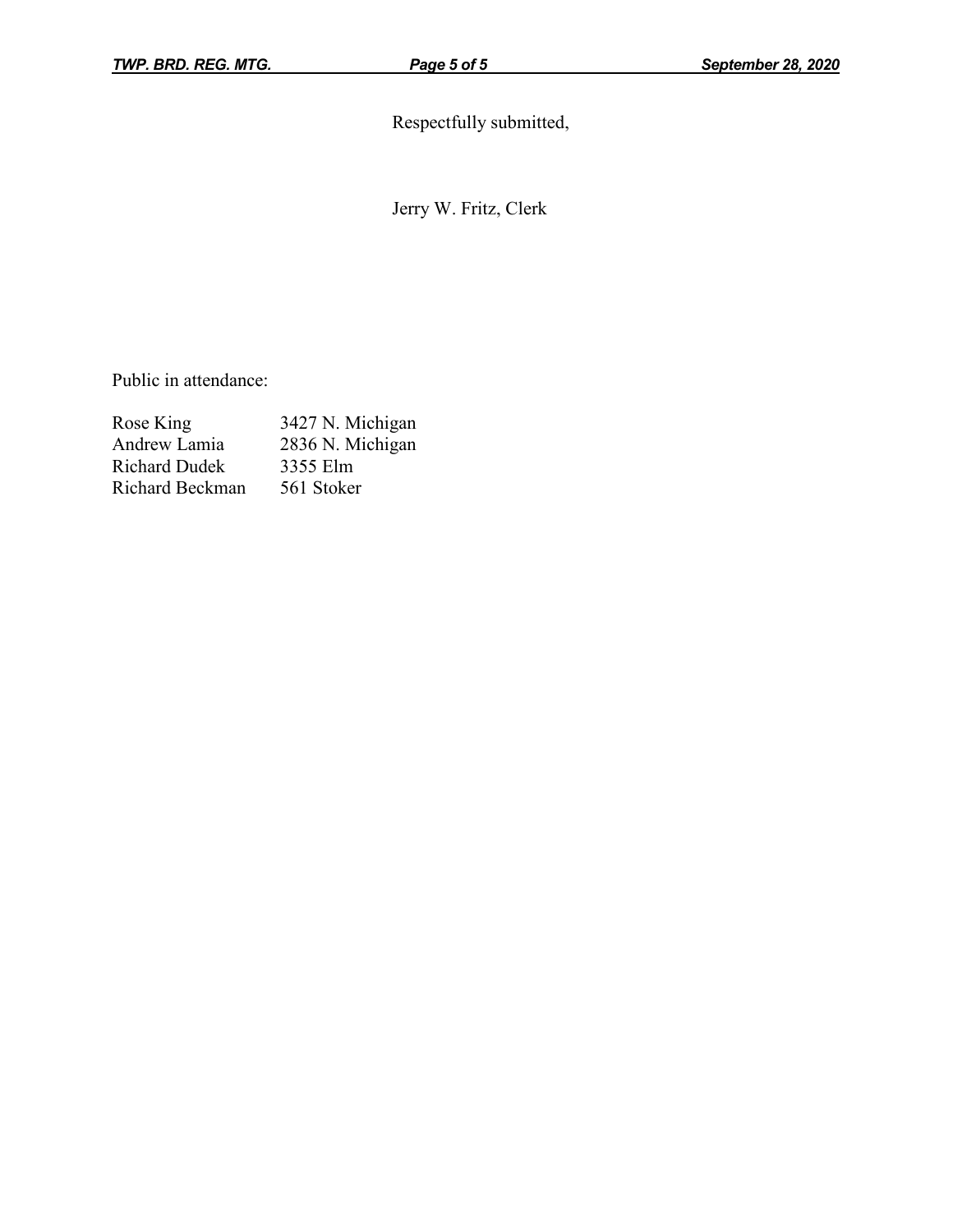Respectfully submitted,

Jerry W. Fritz, Clerk

Public in attendance:

| | |
|---|---|
| Rose King | 3427 N. Michigan |
| Andrew Lamia | 2836 N. Michigan |
| Richard Dudek | 3355 Elm |
| Richard Beckman | 561 Stoker |